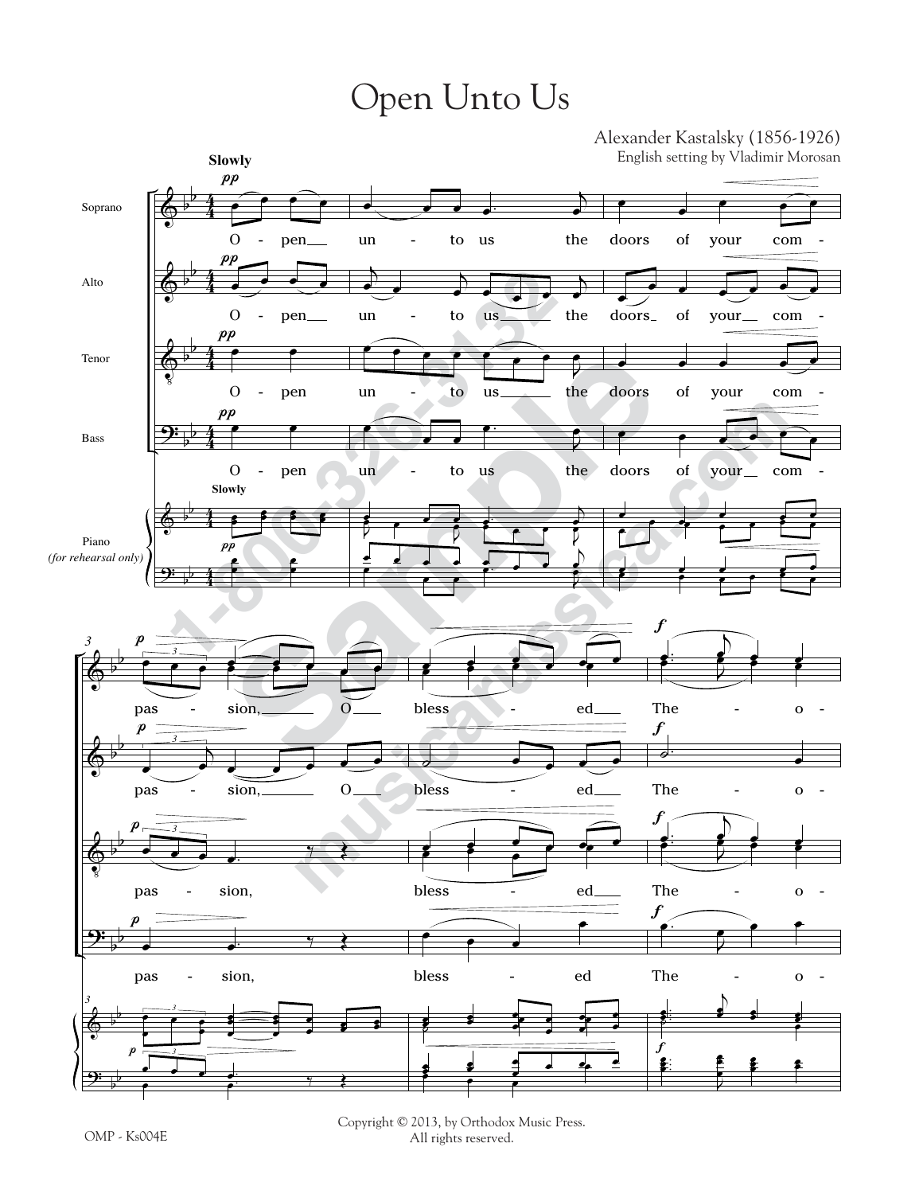# Open Unto Us

Alexander Kastalsky (1856-1926)
English setting by Vladimir Morosan

Copyright © 2013, by Orthodox Music Press.
All rights reserved.

OMP - Ks004E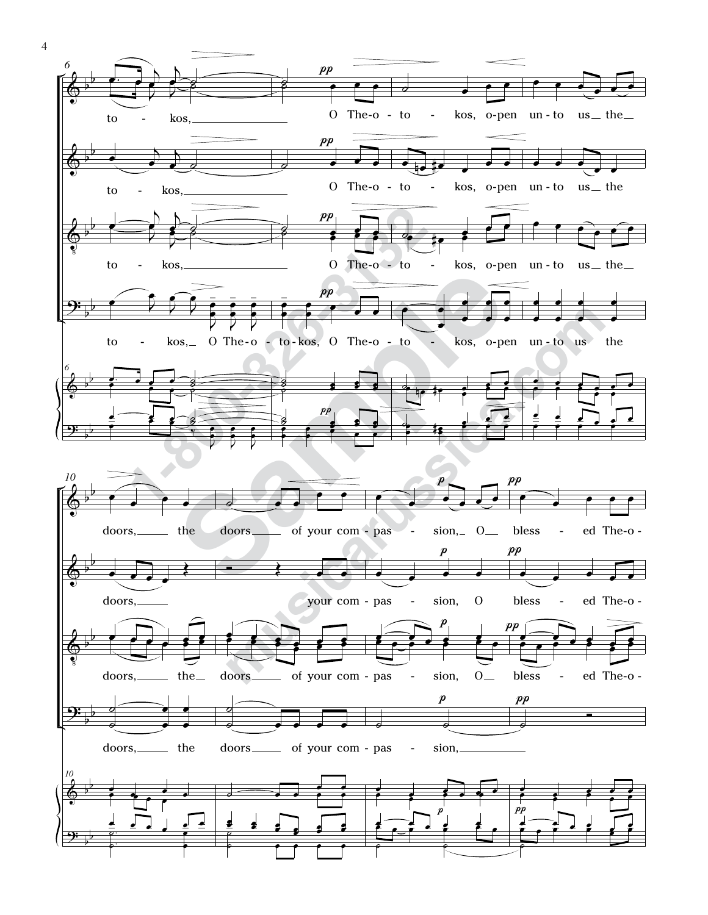to - kos, O The-o - to - kos, o-pen un-to us the doors, the doors of your com-pas - sion, O bless - ed The-o-

to - kos, O The-o - to - kos, o-pen un-to us the doors, your com-pas - sion, O bless - ed The-o-

to - kos, O The-o - to - kos, o-pen un-to us the doors, the doors of your com-pas - sion, O bless - ed The-o-

to - kos, O The-o - to-kos, O The-o - to - kos, o-pen un-to us the doors, the doors of your com-pas - sion,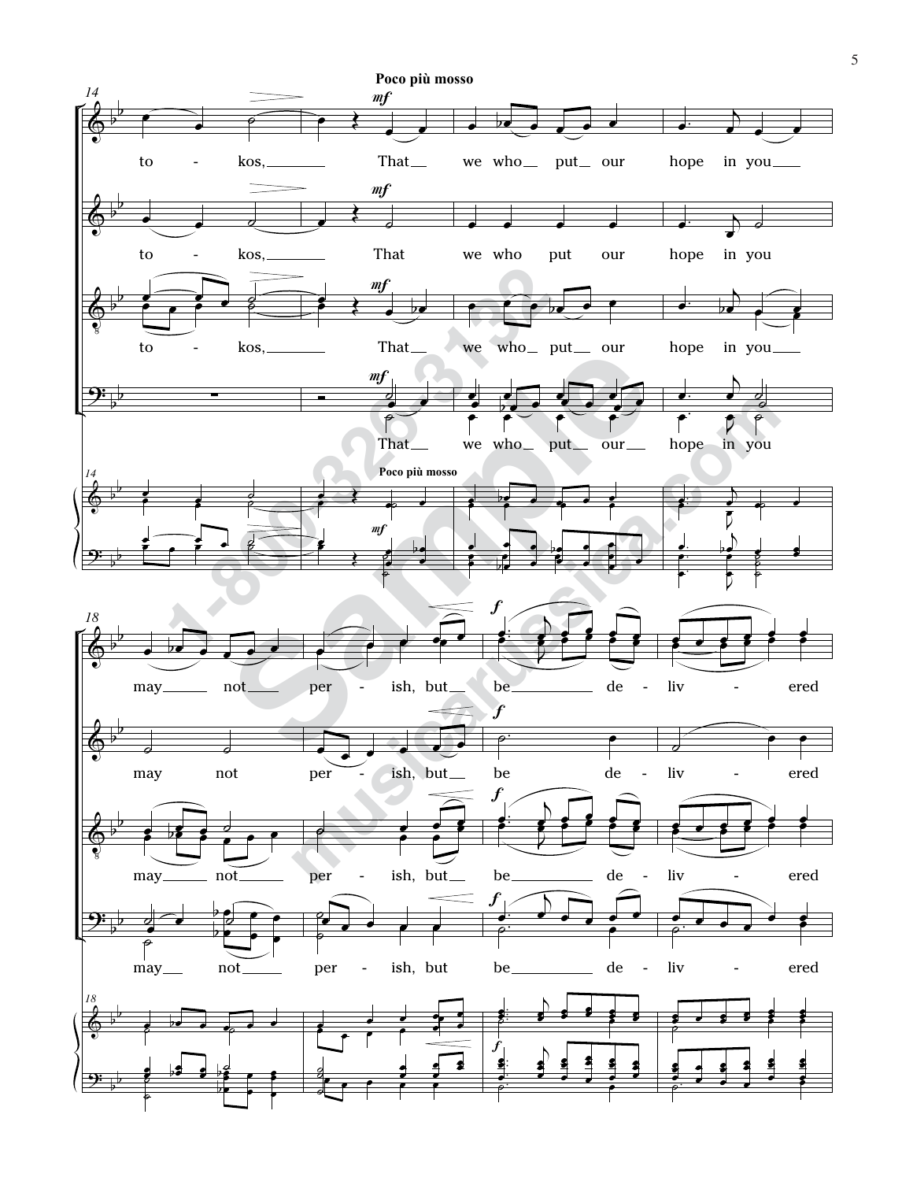**Poco più mosso**

*mf*

to - kos, That we who put our hope in you

may not per - ish, but be de - liv - ered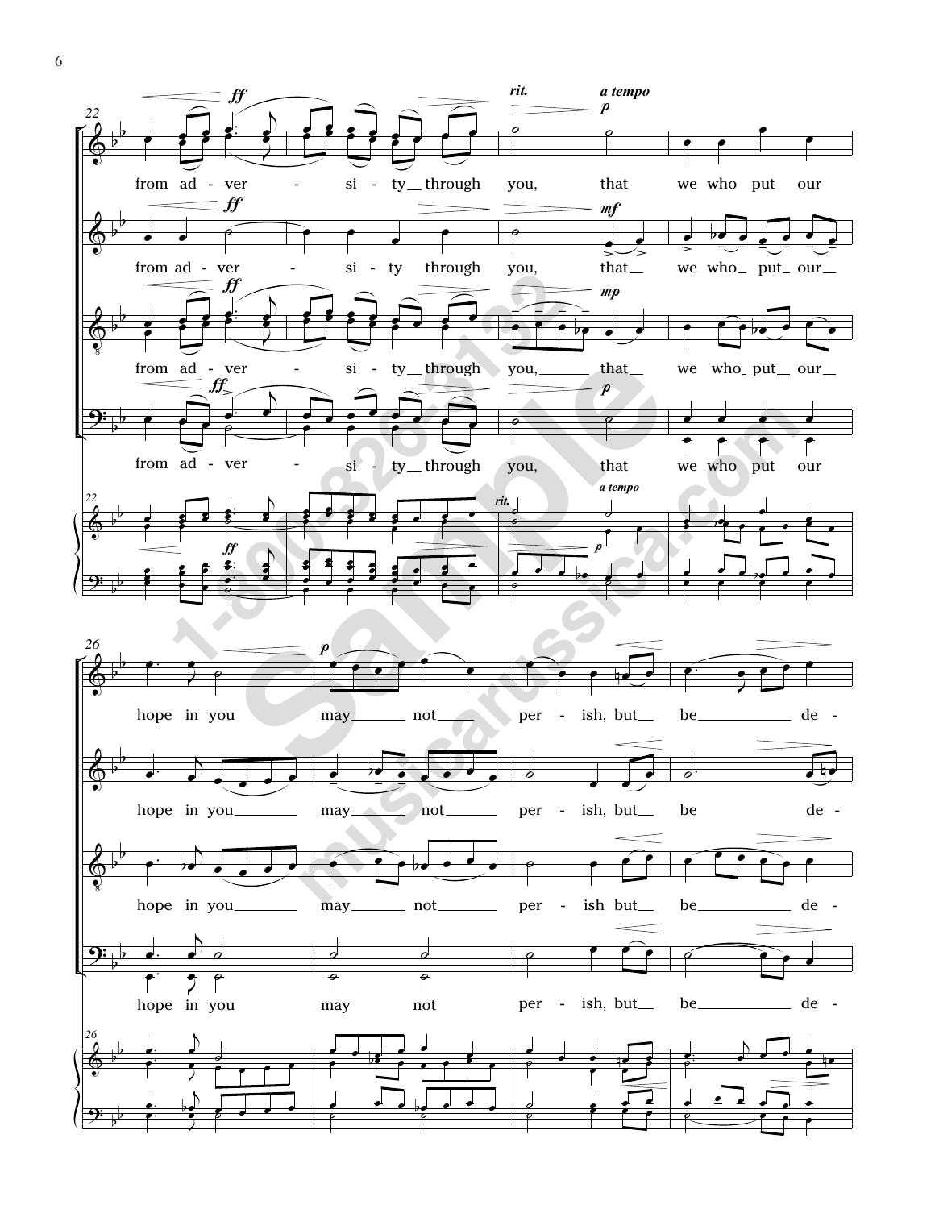from ad - ver - si - ty through you, that we who put our

hope in you may not per - ish, but be de -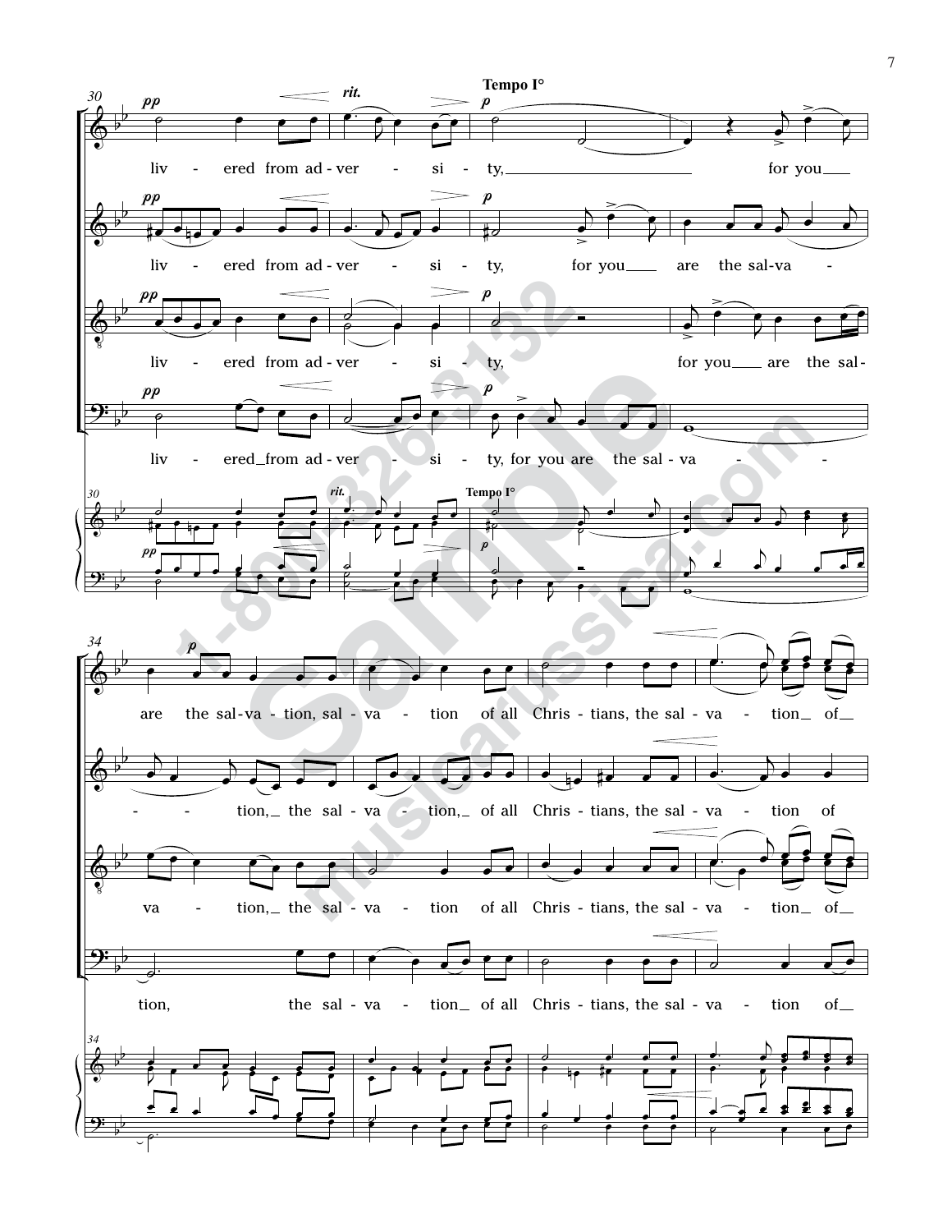*rit.* *Tempo I°*

liv - ered from ad - ver - si - ty, for you are the sal - va - tion, sal - va - tion of all Chris - tians, the sal - va - tion of

liv - ered from ad - ver - si - ty, for you are the sal - va - tion, the sal - va - tion, of all Chris - tians, the sal - va - tion of

liv - ered from ad - ver - si - ty, for you are the sal - va - tion, the sal - va - tion of all Chris - tians, the sal - va - tion of

liv - ered from ad - ver - si - ty, for you are the sal - va - tion, the sal - va - tion of all Chris - tians, the sal - va - tion of